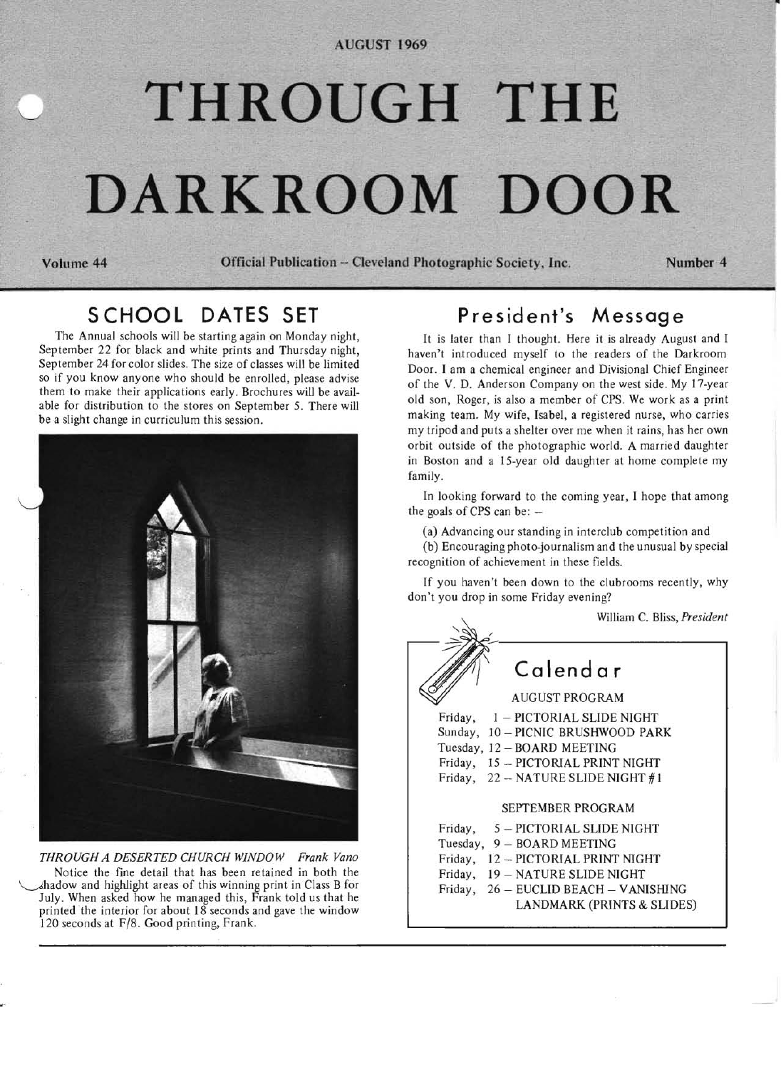AUGUST 1969

# THROUGH THE DARKROOM DOOR

Volume 44 — Official Publication – Cleveland Photographic Society, Inc. — Number 4

## SCHOOL DATES SET

The Annual schools will be starting again on Monday night, September 22 for black and white prints and Thursday night, September 24 for color slides. The size of classes will be limited so if you know anyone who should be enrolled, please advise them to make their applications early. Brochures will be available for distribution to the stores on September 5. There will be a slight change in curriculum this session.

*THROUGH A DESERTED CHURCH WINDOW* *Frank Vano*

Notice the fine detail that has been retained in both the shadow and highlight areas of this winning print in Class B for July. When asked how he managed this, Frank told us that he printed the interior for about 18 seconds and gave the window 120 seconds at F/8. Good printing, Frank.

## President's Message

It is later than I thought. Here it is already August and I haven't introduced myself to the readers of the Darkroom Door. I am a chemical engineer and Divisional Chief Engineer of the V. D. Anderson Company on the west side. My 17-year old son, Roger, is also a member of CPS. We work as a print making team. My wife, Isabel, a registered nurse, who carries my tripod and puts a shelter over me when it rains, has her own orbit outside of the photographic world. A married daughter in Boston and a 15-year old daughter at home complete my family.

In looking forward to the coming year, I hope that among the goals of CPS can be: –

(a) Advancing our standing in interclub competition and

(b) Encouraging photo-journalism and the unusual by special recognition of achievement in these fields.

If you haven't been down to the clubrooms recently, why don't you drop in some Friday evening?

William C. Bliss, *President*

## Calendar

AUGUST PROGRAM

- Friday, 1 – PICTORIAL SLIDE NIGHT
- Sunday, 10 – PICNIC BRUSHWOOD PARK
- Tuesday, 12 – BOARD MEETING
- Friday, 15 – PICTORIAL PRINT NIGHT
- Friday, 22 – NATURE SLIDE NIGHT #1

SEPTEMBER PROGRAM

- Friday, 5 – PICTORIAL SLIDE NIGHT
- Tuesday, 9 – BOARD MEETING
- Friday, 12 – PICTORIAL PRINT NIGHT
- Friday, 19 – NATURE SLIDE NIGHT
- Friday, 26 – EUCLID BEACH – VANISHING LANDMARK (PRINTS & SLIDES)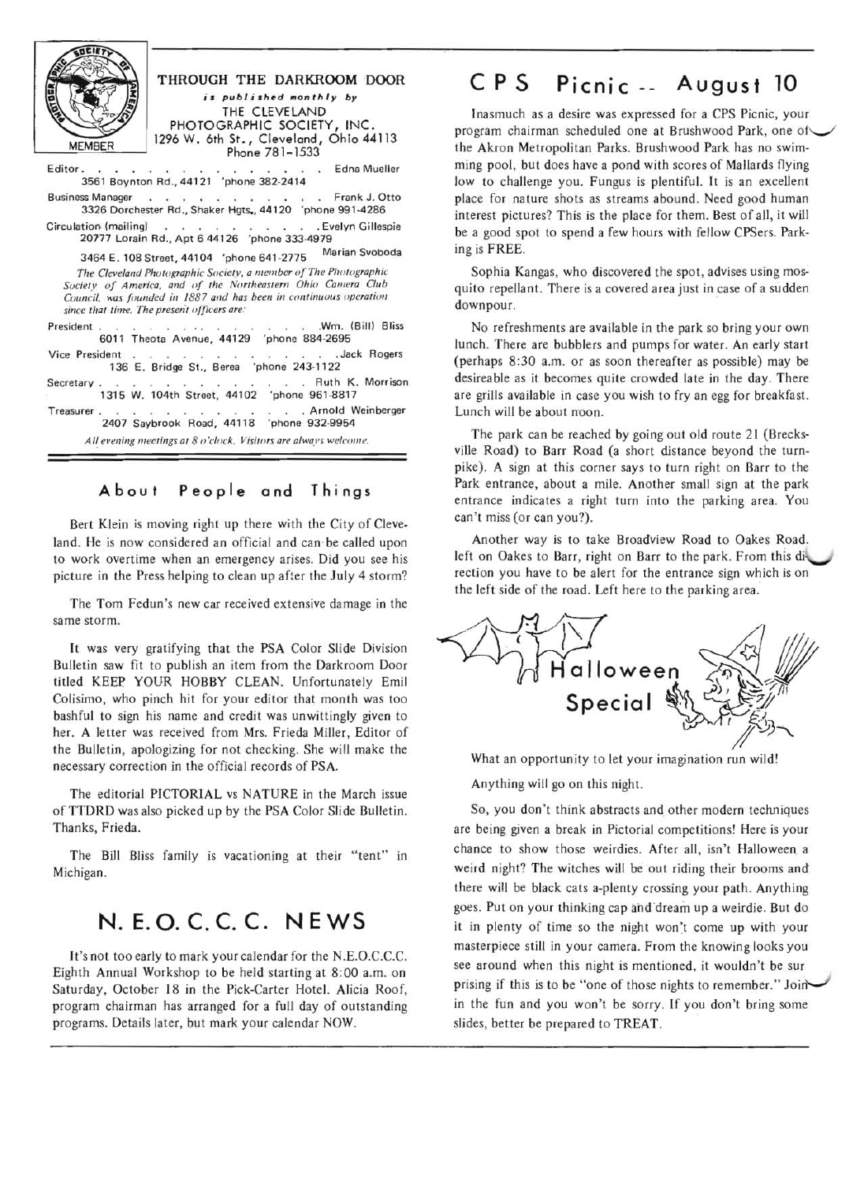**THROUGH THE DARKROOM DOOR**
*is published monthly by*
THE CLEVELAND PHOTOGRAPHIC SOCIETY, INC.
1296 W. 6th St., Cleveland, Ohio 44113
Phone 781-1533

MEMBER

Editor . . . . . . . . . . . . . . . Edna Mueller
3561 Boynton Rd., 44121 'phone 382-2414

Business Manager . . . . . . . . . . . Frank J. Otto
3326 Dorchester Rd., Shaker Hgts., 44120 'phone 991-4286

Circulation (mailing) . . . . . . . . . . Evelyn Gillespie
20777 Lorain Rd., Apt 6 44126 'phone 333-4979

3464 E. 108 Street, 44104 'phone 641-2775 Marian Svoboda

*The Cleveland Photographic Society, a member of The Photographic Society of America, and of the Northeastern Ohio Camera Club Council, was founded in 1887 and has been in continuous operation since that time. The present officers are:*

President . . . . . . . . . . . . . . Wm. (Bill) Bliss
6011 Theota Avenue, 44129 'phone 884-2695

Vice President . . . . . . . . . . . . Jack Rogers
136 E. Bridge St., Berea 'phone 243-1122

Secretary . . . . . . . . . . . . . . Ruth K. Morrison
1315 W. 104th Street, 44102 'phone 961-8817

Treasurer . . . . . . . . . . . . . . Arnold Weinberger
2407 Saybrook Road, 44118 'phone 932-9954

*All evening meetings at 8 o'clock. Visitors are always welcome.*

## About People and Things

Bert Klein is moving right up there with the City of Cleveland. He is now considered an official and can be called upon to work overtime when an emergency arises. Did you see his picture in the Press helping to clean up after the July 4 storm?

The Tom Fedun's new car received extensive damage in the same storm.

It was very gratifying that the PSA Color Slide Division Bulletin saw fit to publish an item from the Darkroom Door titled KEEP YOUR HOBBY CLEAN. Unfortunately Emil Colisimo, who pinch hit for your editor that month was too bashful to sign his name and credit was unwittingly given to her. A letter was received from Mrs. Frieda Miller, Editor of the Bulletin, apologizing for not checking. She will make the necessary correction in the official records of PSA.

The editorial PICTORIAL vs NATURE in the March issue of TTDRD was also picked up by the PSA Color Slide Bulletin. Thanks, Frieda.

The Bill Bliss family is vacationing at their "tent" in Michigan.

## N. E. O. C. C. C. NEWS

It's not too early to mark your calendar for the N.E.O.C.C.C. Eighth Annual Workshop to be held starting at 8:00 a.m. on Saturday, October 18 in the Pick-Carter Hotel. Alicia Roof, program chairman has arranged for a full day of outstanding programs. Details later, but mark your calendar NOW.

## CPS Picnic -- August 10

Inasmuch as a desire was expressed for a CPS Picnic, your program chairman scheduled one at Brushwood Park, one of the Akron Metropolitan Parks. Brushwood Park has no swimming pool, but does have a pond with scores of Mallards flying low to challenge you. Fungus is plentiful. It is an excellent place for nature shots as streams abound. Need good human interest pictures? This is the place for them. Best of all, it will be a good spot to spend a few hours with fellow CPSers. Parking is FREE.

Sophia Kangas, who discovered the spot, advises using mosquito repellant. There is a covered area just in case of a sudden downpour.

No refreshments are available in the park so bring your own lunch. There are bubblers and pumps for water. An early start (perhaps 8:30 a.m. or as soon thereafter as possible) may be desireable as it becomes quite crowded late in the day. There are grills available in case you wish to fry an egg for breakfast. Lunch will be about noon.

The park can be reached by going out old route 21 (Brecksville Road) to Barr Road (a short distance beyond the turnpike). A sign at this corner says to turn right on Barr to the Park entrance, about a mile. Another small sign at the park entrance indicates a right turn into the parking area. You can't miss (or can you?).

Another way is to take Broadview Road to Oakes Road, left on Oakes to Barr, right on Barr to the park. From this direction you have to be alert for the entrance sign which is on the left side of the road. Left here to the parking area.

## Halloween Special

What an opportunity to let your imagination run wild!

Anything will go on this night.

So, you don't think abstracts and other modern techniques are being given a break in Pictorial competitions! Here is your chance to show those weirdies. After all, isn't Halloween a weird night? The witches will be out riding their brooms and there will be black cats a-plenty crossing your path. Anything goes. Put on your thinking cap and dream up a weirdie. But do it in plenty of time so the night won't come up with your masterpiece still in your camera. From the knowing looks you see around when this night is mentioned, it wouldn't be surprising if this is to be "one of those nights to remember." Join in the fun and you won't be sorry. If you don't bring some slides, better be prepared to TREAT.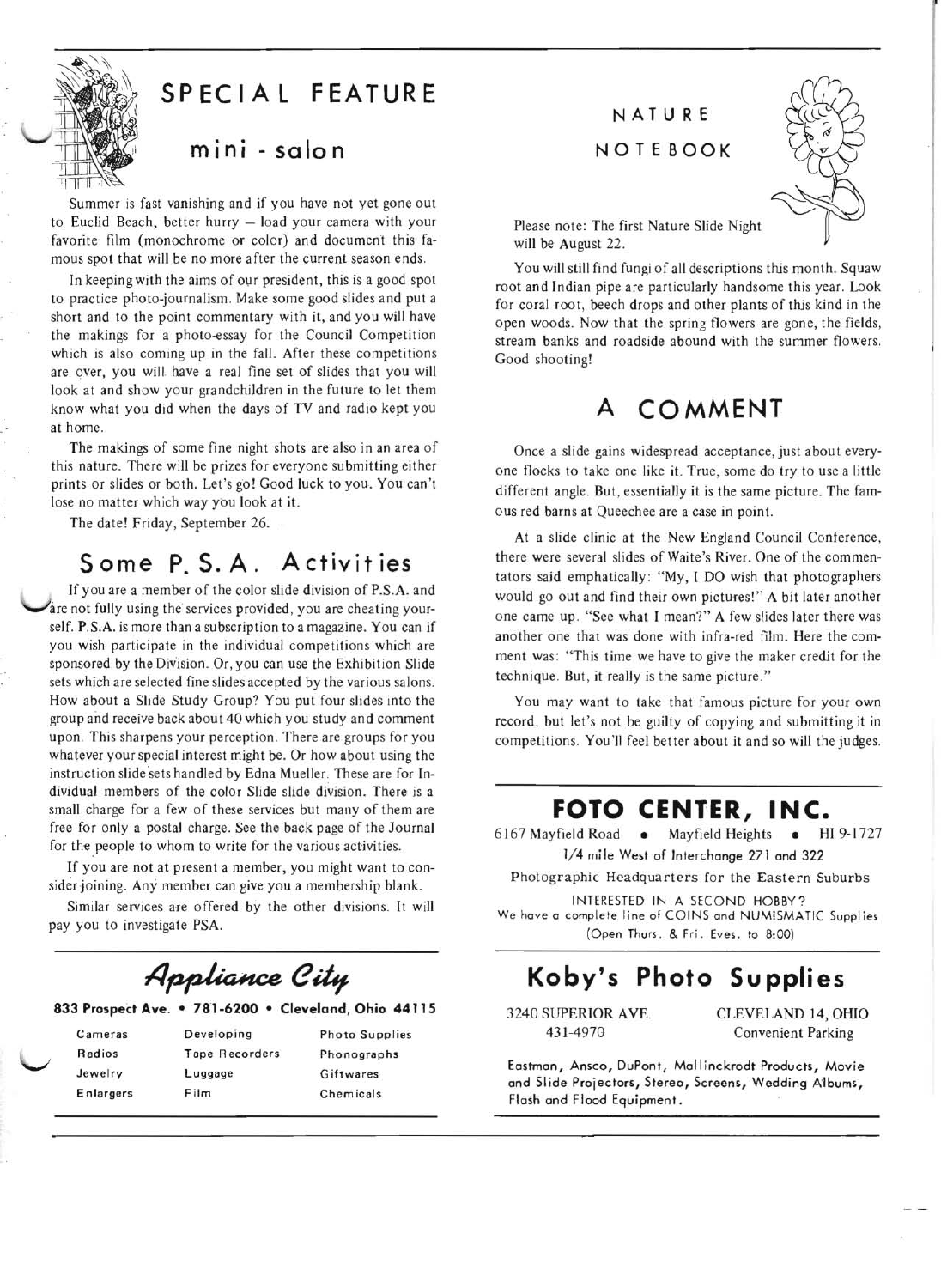# SPECIAL FEATURE

## mini - salon

Summer is fast vanishing and if you have not yet gone out to Euclid Beach, better hurry — load your camera with your favorite film (monochrome or color) and document this famous spot that will be no more after the current season ends.

In keeping with the aims of our president, this is a good spot to practice photo-journalism. Make some good slides and put a short and to the point commentary with it, and you will have the makings for a photo-essay for the Council Competition which is also coming up in the fall. After these competitions are over, you will have a real fine set of slides that you will look at and show your grandchildren in the future to let them know what you did when the days of TV and radio kept you at home.

The makings of some fine night shots are also in an area of this nature. There will be prizes for everyone submitting either prints or slides or both. Let's go! Good luck to you. You can't lose no matter which way you look at it.

The date! Friday, September 26.

## Some P. S. A. Activities

If you are a member of the color slide division of P.S.A. and are not fully using the services provided, you are cheating yourself. P.S.A. is more than a subscription to a magazine. You can if you wish participate in the individual competitions which are sponsored by the Division. Or, you can use the Exhibition Slide sets which are selected fine slides accepted by the various salons. How about a Slide Study Group? You put four slides into the group and receive back about 40 which you study and comment upon. This sharpens your perception. There are groups for you whatever your special interest might be. Or how about using the instruction slide sets handled by Edna Mueller. These are for Individual members of the color Slide slide division. There is a small charge for a few of these services but many of them are free for only a postal charge. See the back page of the Journal for the people to whom to write for the various activities.

If you are not at present a member, you might want to consider joining. Any member can give you a membership blank.

Similar services are offered by the other divisions. It will pay you to investigate PSA.

---

**Appliance City**

**833 Prospect Ave. • 781-6200 • Cleveland, Ohio 44115**

| | | |
|---|---|---|
| Cameras | Developing | Photo Supplies |
| Radios | Tape Recorders | Phonographs |
| Jewelry | Luggage | Giftwares |
| Enlargers | Film | Chemicals |

---

## NATURE NOTEBOOK

Please note: The first Nature Slide Night will be August 22.

You will still find fungi of all descriptions this month. Squaw root and Indian pipe are particularly handsome this year. Look for coral root, beech drops and other plants of this kind in the open woods. Now that the spring flowers are gone, the fields, stream banks and roadside abound with the summer flowers. Good shooting!

## A COMMENT

Once a slide gains widespread acceptance, just about everyone flocks to take one like it. True, some do try to use a little different angle. But, essentially it is the same picture. The famous red barns at Queechee are a case in point.

At a slide clinic at the New England Council Conference, there were several slides of Waite's River. One of the commentators said emphatically: "My, I DO wish that photographers would go out and find their own pictures!" A bit later another one came up. "See what I mean?" A few slides later there was another one that was done with infra-red film. Here the comment was: "This time we have to give the maker credit for the technique. But, it really is the same picture."

You may want to take that famous picture for your own record, but let's not be guilty of copying and submitting it in competitions. You'll feel better about it and so will the judges.

---

**FOTO CENTER, INC.**

6167 Mayfield Road • Mayfield Heights • HI 9-1727

1/4 mile West of Interchange 271 and 322

Photographic Headquarters for the Eastern Suburbs

INTERESTED IN A SECOND HOBBY?
We have a complete line of COINS and NUMISMATIC Supplies
(Open Thurs. & Fri. Eves. to 8:00)

---

**Koby's Photo Supplies**

3240 SUPERIOR AVE. — CLEVELAND 14, OHIO
431-4970 — Convenient Parking

Eastman, Ansco, DuPont, Mallinckrodt Products, Movie and Slide Projectors, Stereo, Screens, Wedding Albums, Flash and Flood Equipment.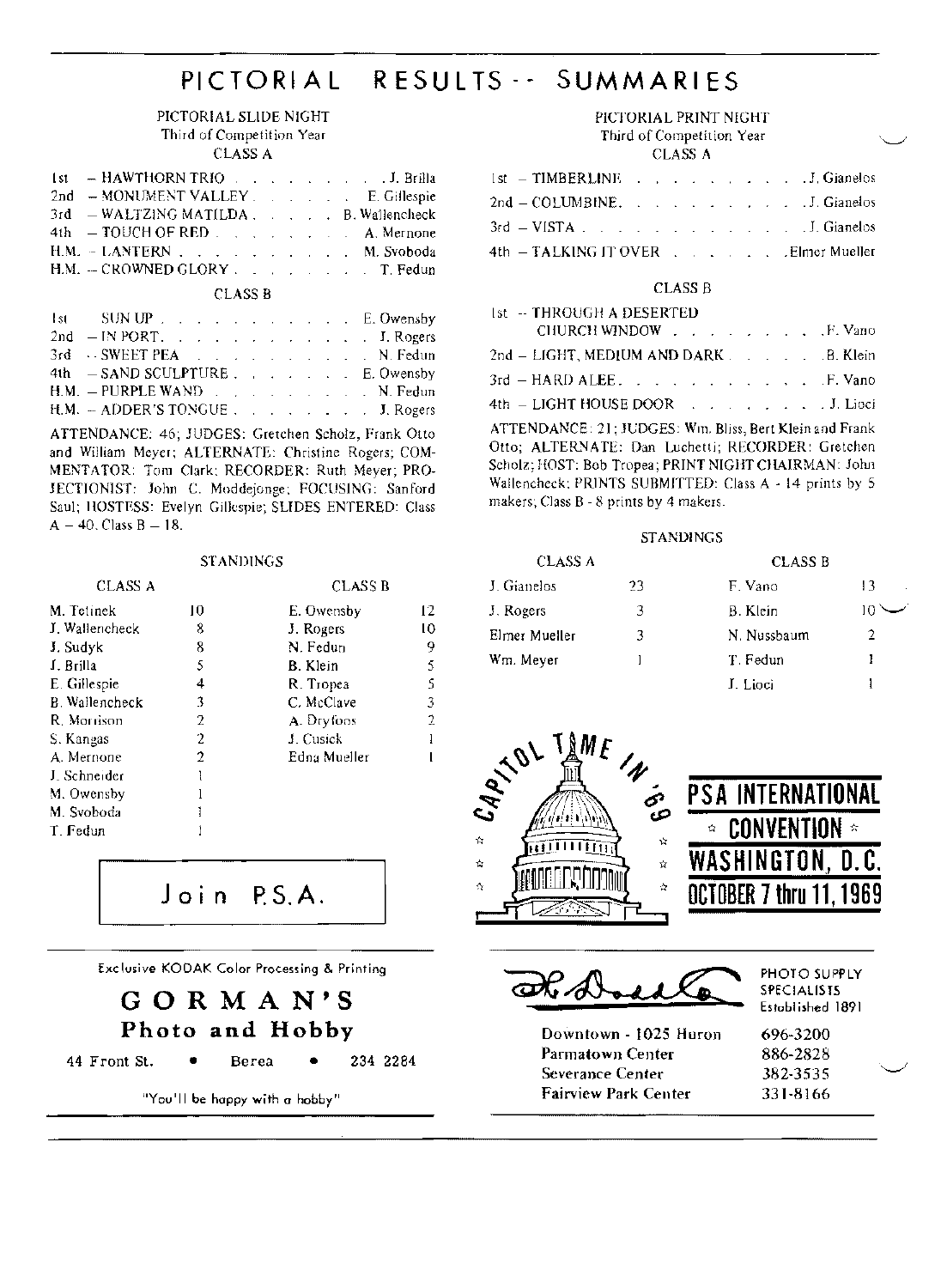# PICTORIAL RESULTS -- SUMMARIES

## PICTORIAL SLIDE NIGHT

Third of Competition Year

### CLASS A

| | | |
|---|---|---|
| 1st | HAWTHORN TRIO | J. Brilla |
| 2nd | MONUMENT VALLEY | E. Gillespie |
| 3rd | WALTZING MATILDA | B. Wallencheck |
| 4th | TOUCH OF RED | A. Mernone |
| H.M. | LANTERN | M. Svoboda |
| H.M. | CROWNED GLORY | T. Fedun |

### CLASS B

| | | |
|---|---|---|
| 1st | SUN UP | E. Owensby |
| 2nd | IN PORT | J. Rogers |
| 3rd | SWEET PEA | N. Fedun |
| 4th | SAND SCULPTURE | E. Owensby |
| H.M. | PURPLE WAND | N. Fedun |
| H.M. | ADDER'S TONGUE | J. Rogers |

ATTENDANCE: 46; JUDGES: Gretchen Scholz, Frank Otto and William Meyer; ALTERNATE: Christine Rogers; COMMENTATOR: Tom Clark; RECORDER: Ruth Meyer; PROJECTIONIST: John C. Moddejonge; FOCUSING: Sanford Saul; HOSTESS: Evelyn Gillespie; SLIDES ENTERED: Class A – 40, Class B – 18.

### STANDINGS

| CLASS A | | CLASS B | |
|---|---|---|---|
| M. Tetinek | 10 | E. Owensby | 12 |
| J. Wallencheck | 8 | J. Rogers | 10 |
| J. Sudyk | 8 | N. Fedun | 9 |
| J. Brilla | 5 | B. Klein | 5 |
| E. Gillespie | 4 | R. Tropea | 5 |
| B. Wallencheck | 3 | C. McClave | 3 |
| R. Morrison | 2 | A. Dryfoos | 2 |
| S. Kangas | 2 | J. Cusick | 1 |
| A. Mernone | 2 | Edna Mueller | 1 |
| J. Schneider | 1 | | |
| M. Owensby | 1 | | |
| M. Svoboda | 1 | | |
| T. Fedun | 1 | | |

Join P.S.A.

## PICTORIAL PRINT NIGHT

Third of Competition Year

### CLASS A

| | | |
|---|---|---|
| 1st | TIMBERLINE | J. Gianelos |
| 2nd | COLUMBINE | J. Gianelos |
| 3rd | VISTA | J. Gianelos |
| 4th | TALKING IT OVER | Elmer Mueller |

### CLASS B

| | | |
|---|---|---|
| 1st | THROUGH A DESERTED CHURCH WINDOW | F. Vano |
| 2nd | LIGHT, MEDIUM AND DARK | B. Klein |
| 3rd | HARD ALEE | F. Vano |
| 4th | LIGHT HOUSE DOOR | J. Lioci |

ATTENDANCE: 21; JUDGES: Wm. Bliss, Bert Klein and Frank Otto; ALTERNATE: Dan Luchetti; RECORDER: Gretchen Scholz; HOST: Bob Tropea; PRINT NIGHT CHAIRMAN: John Wallencheck; PRINTS SUBMITTED: Class A - 14 prints by 5 makers; Class B - 8 prints by 4 makers.

### STANDINGS

| CLASS A | | CLASS B | |
|---|---|---|---|
| J. Gianelos | 23 | F. Vano | 13 |
| J. Rogers | 3 | B. Klein | 10 |
| Elmer Mueller | 3 | N. Nussbaum | 2 |
| Wm. Meyer | 1 | T. Fedun | 1 |
| | | J. Lioci | 1 |

CAPITOL TIME IN '69

**PSA INTERNATIONAL CONVENTION**
**WASHINGTON, D.C.**
**OCTOBER 7 thru 11, 1969**

---

Exclusive KODAK Color Processing & Printing

**GORMAN'S**
**Photo and Hobby**

44 Front St. • Berea • 234 2284

"You'll be happy with a hobby"

---

PHOTO SUPPLY SPECIALISTS
Established 1891

| | |
|---|---|
| Downtown - 1025 Huron | 696-3200 |
| Parmatown Center | 886-2828 |
| Severance Center | 382-3535 |
| Fairview Park Center | 331-8166 |